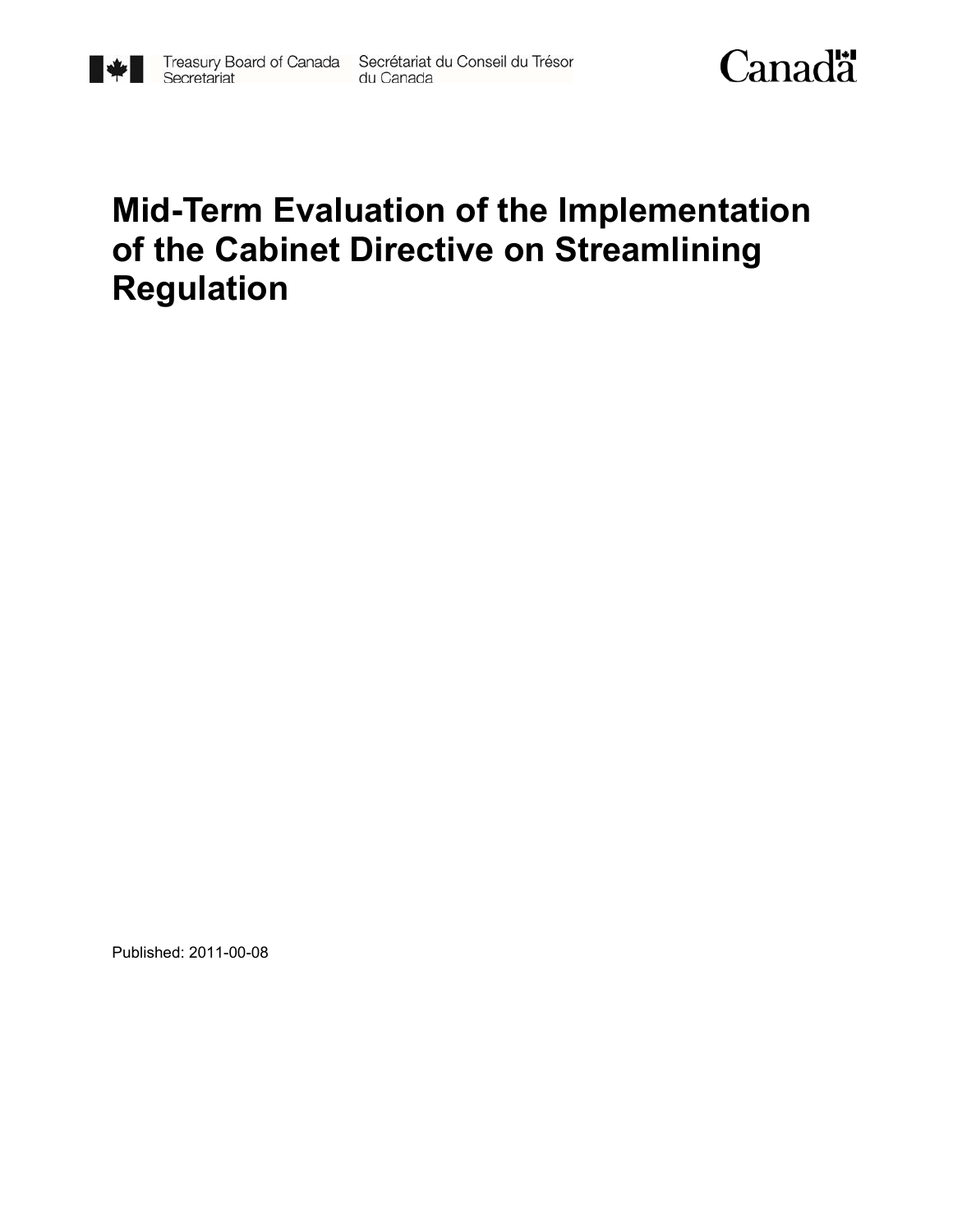Treasury Board of Canada Secretariat | Secrétariat du Conseil du Trésor du Canada

Canada

# Mid-Term Evaluation of the Implementation of the Cabinet Directive on Streamlining Regulation

Published: 2011-00-08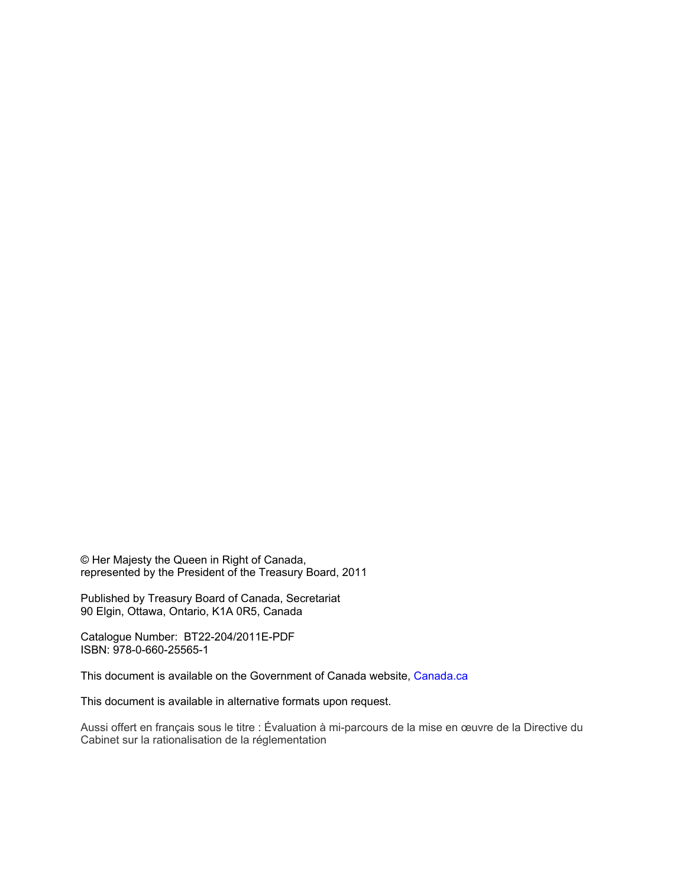© Her Majesty the Queen in Right of Canada,
represented by the President of the Treasury Board, 2011

Published by Treasury Board of Canada, Secretariat
90 Elgin, Ottawa, Ontario, K1A 0R5, Canada

Catalogue Number: BT22-204/2011E-PDF
ISBN: 978-0-660-25565-1

This document is available on the Government of Canada website, Canada.ca

This document is available in alternative formats upon request.

Aussi offert en français sous le titre : Évaluation à mi-parcours de la mise en œuvre de la Directive du Cabinet sur la rationalisation de la réglementation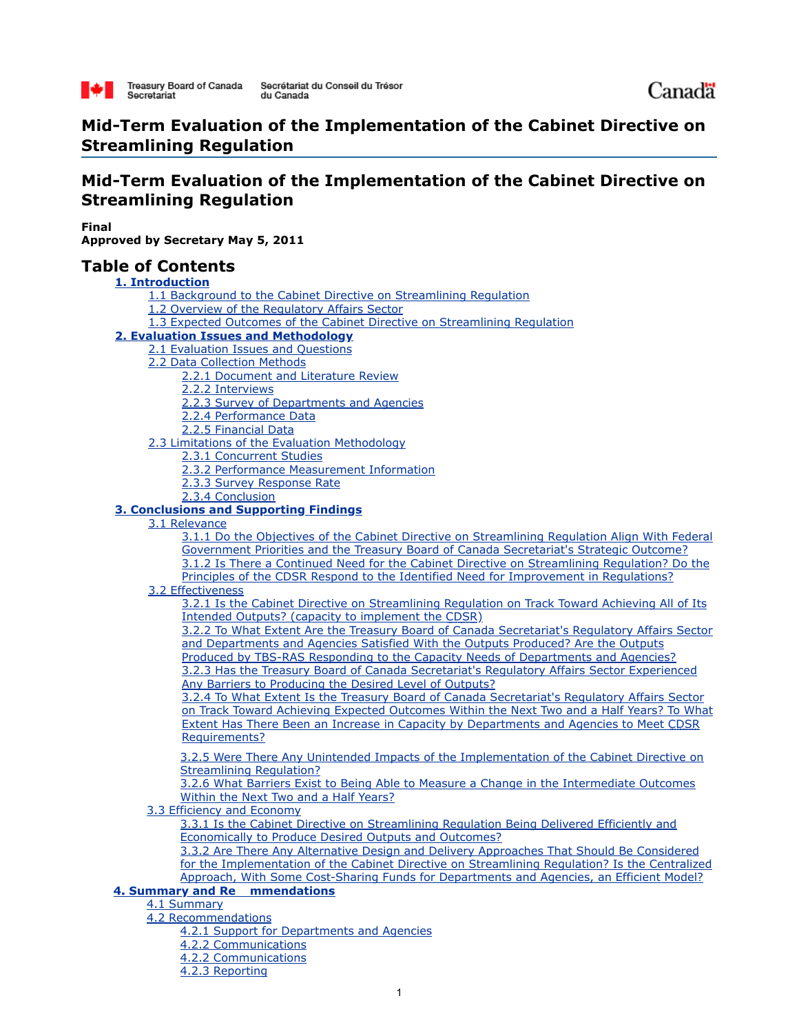Treasury Board of Canada Secretariat | Secrétariat du Conseil du Trésor du Canada | Canada

# Mid-Term Evaluation of the Implementation of the Cabinet Directive on Streamlining Regulation

## Mid-Term Evaluation of the Implementation of the Cabinet Directive on Streamlining Regulation

**Final**
**Approved by Secretary May 5, 2011**

## Table of Contents

- **1. Introduction**
  - 1.1 Background to the Cabinet Directive on Streamlining Regulation
  - 1.2 Overview of the Regulatory Affairs Sector
  - 1.3 Expected Outcomes of the Cabinet Directive on Streamlining Regulation
- **2. Evaluation Issues and Methodology**
  - 2.1 Evaluation Issues and Questions
  - 2.2 Data Collection Methods
    - 2.2.1 Document and Literature Review
    - 2.2.2 Interviews
    - 2.2.3 Survey of Departments and Agencies
    - 2.2.4 Performance Data
    - 2.2.5 Financial Data
  - 2.3 Limitations of the Evaluation Methodology
    - 2.3.1 Concurrent Studies
    - 2.3.2 Performance Measurement Information
    - 2.3.3 Survey Response Rate
    - 2.3.4 Conclusion
- **3. Conclusions and Supporting Findings**
  - 3.1 Relevance
    - 3.1.1 Do the Objectives of the Cabinet Directive on Streamlining Regulation Align With Federal Government Priorities and the Treasury Board of Canada Secretariat's Strategic Outcome?
    - 3.1.2 Is There a Continued Need for the Cabinet Directive on Streamlining Regulation? Do the Principles of the CDSR Respond to the Identified Need for Improvement in Regulations?
  - 3.2 Effectiveness
    - 3.2.1 Is the Cabinet Directive on Streamlining Regulation on Track Toward Achieving All of Its Intended Outputs? (capacity to implement the CDSR)
    - 3.2.2 To What Extent Are the Treasury Board of Canada Secretariat's Regulatory Affairs Sector and Departments and Agencies Satisfied With the Outputs Produced? Are the Outputs Produced by TBS-RAS Responding to the Capacity Needs of Departments and Agencies?
    - 3.2.3 Has the Treasury Board of Canada Secretariat's Regulatory Affairs Sector Experienced Any Barriers to Producing the Desired Level of Outputs?
    - 3.2.4 To What Extent Is the Treasury Board of Canada Secretariat's Regulatory Affairs Sector on Track Toward Achieving Expected Outcomes Within the Next Two and a Half Years? To What Extent Has There Been an Increase in Capacity by Departments and Agencies to Meet CDSR Requirements?
    - 3.2.5 Were There Any Unintended Impacts of the Implementation of the Cabinet Directive on Streamlining Regulation?
    - 3.2.6 What Barriers Exist to Being Able to Measure a Change in the Intermediate Outcomes Within the Next Two and a Half Years?
  - 3.3 Efficiency and Economy
    - 3.3.1 Is the Cabinet Directive on Streamlining Regulation Being Delivered Efficiently and Economically to Produce Desired Outputs and Outcomes?
    - 3.3.2 Are There Any Alternative Design and Delivery Approaches That Should Be Considered for the Implementation of the Cabinet Directive on Streamlining Regulation? Is the Centralized Approach, With Some Cost-Sharing Funds for Departments and Agencies, an Efficient Model?
- **4. Summary and Re mmendations**
  - 4.1 Summary
  - 4.2 Recommendations
    - 4.2.1 Support for Departments and Agencies
    - 4.2.2 Communications
    - 4.2.2 Communications
    - 4.2.3 Reporting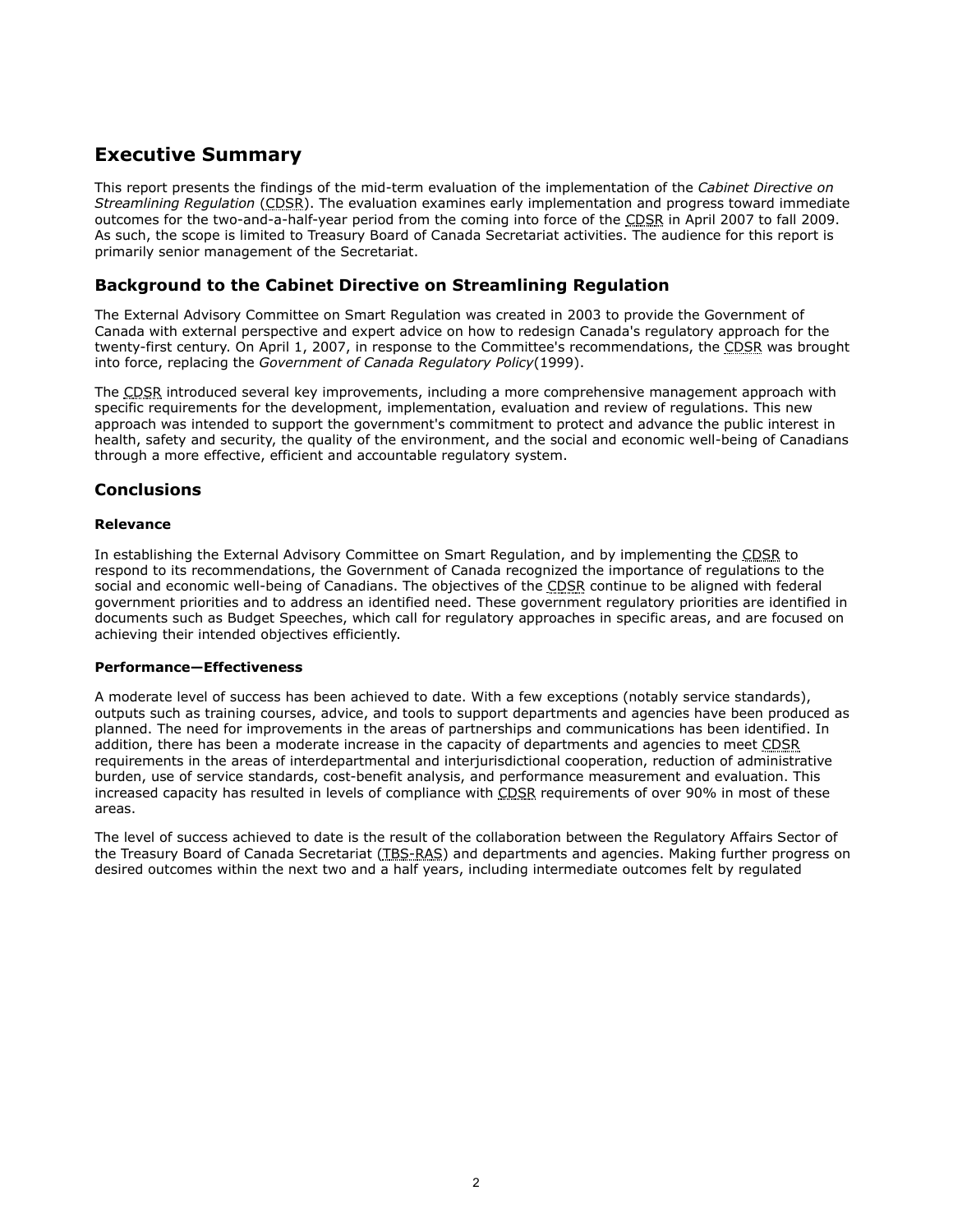# Executive Summary

This report presents the findings of the mid-term evaluation of the implementation of the *Cabinet Directive on Streamlining Regulation* (CDSR). The evaluation examines early implementation and progress toward immediate outcomes for the two-and-a-half-year period from the coming into force of the CDSR in April 2007 to fall 2009. As such, the scope is limited to Treasury Board of Canada Secretariat activities. The audience for this report is primarily senior management of the Secretariat.

## Background to the Cabinet Directive on Streamlining Regulation

The External Advisory Committee on Smart Regulation was created in 2003 to provide the Government of Canada with external perspective and expert advice on how to redesign Canada's regulatory approach for the twenty-first century. On April 1, 2007, in response to the Committee's recommendations, the CDSR was brought into force, replacing the *Government of Canada Regulatory Policy*(1999).

The CDSR introduced several key improvements, including a more comprehensive management approach with specific requirements for the development, implementation, evaluation and review of regulations. This new approach was intended to support the government's commitment to protect and advance the public interest in health, safety and security, the quality of the environment, and the social and economic well-being of Canadians through a more effective, efficient and accountable regulatory system.

## Conclusions

### Relevance

In establishing the External Advisory Committee on Smart Regulation, and by implementing the CDSR to respond to its recommendations, the Government of Canada recognized the importance of regulations to the social and economic well-being of Canadians. The objectives of the CDSR continue to be aligned with federal government priorities and to address an identified need. These government regulatory priorities are identified in documents such as Budget Speeches, which call for regulatory approaches in specific areas, and are focused on achieving their intended objectives efficiently.

### Performance—Effectiveness

A moderate level of success has been achieved to date. With a few exceptions (notably service standards), outputs such as training courses, advice, and tools to support departments and agencies have been produced as planned. The need for improvements in the areas of partnerships and communications has been identified. In addition, there has been a moderate increase in the capacity of departments and agencies to meet CDSR requirements in the areas of interdepartmental and interjurisdictional cooperation, reduction of administrative burden, use of service standards, cost-benefit analysis, and performance measurement and evaluation. This increased capacity has resulted in levels of compliance with CDSR requirements of over 90% in most of these areas.

The level of success achieved to date is the result of the collaboration between the Regulatory Affairs Sector of the Treasury Board of Canada Secretariat (TBS-RAS) and departments and agencies. Making further progress on desired outcomes within the next two and a half years, including intermediate outcomes felt by regulated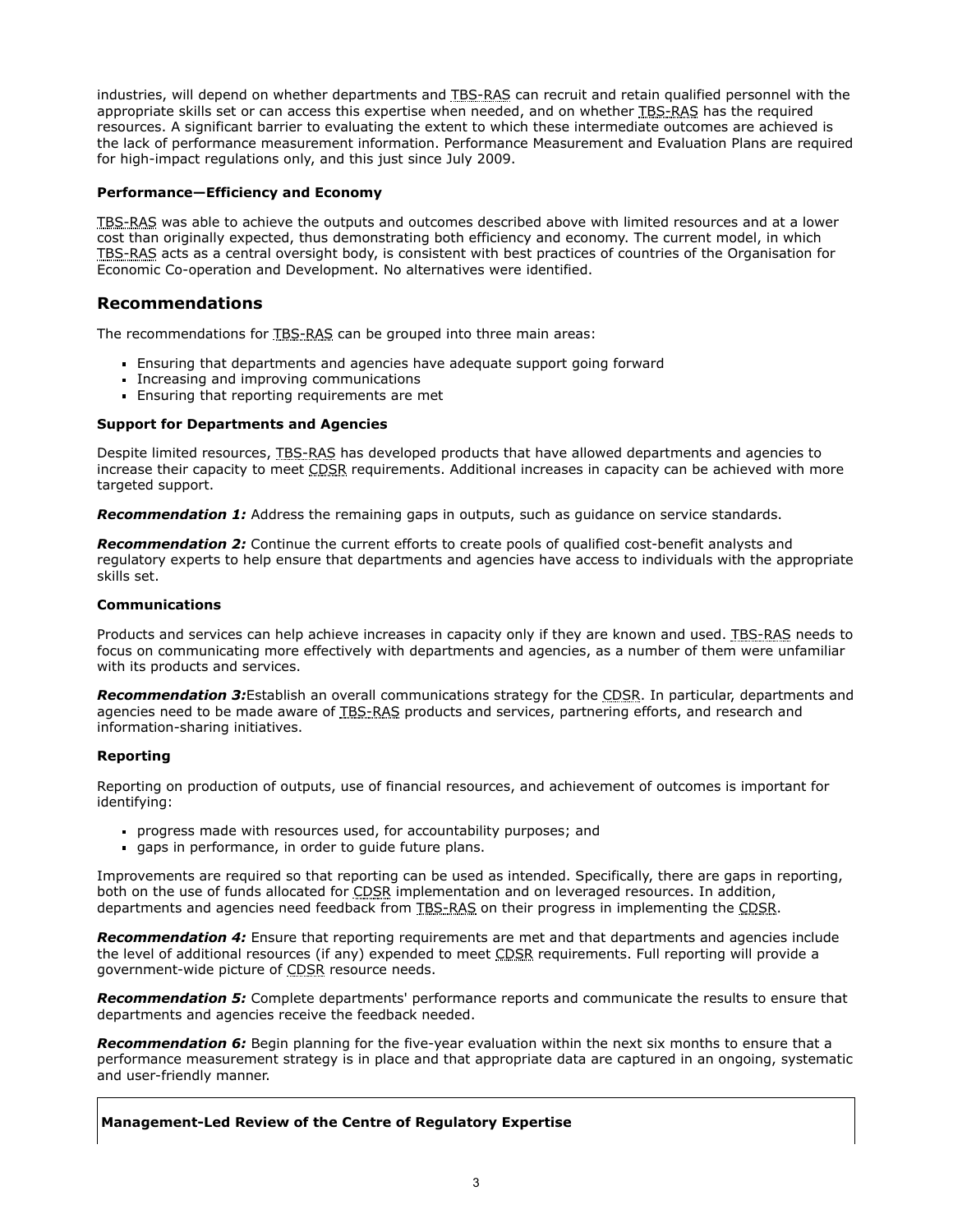industries, will depend on whether departments and TBS-RAS can recruit and retain qualified personnel with the appropriate skills set or can access this expertise when needed, and on whether TBS-RAS has the required resources. A significant barrier to evaluating the extent to which these intermediate outcomes are achieved is the lack of performance measurement information. Performance Measurement and Evaluation Plans are required for high-impact regulations only, and this just since July 2009.

**Performance—Efficiency and Economy**

TBS-RAS was able to achieve the outputs and outcomes described above with limited resources and at a lower cost than originally expected, thus demonstrating both efficiency and economy. The current model, in which TBS-RAS acts as a central oversight body, is consistent with best practices of countries of the Organisation for Economic Co-operation and Development. No alternatives were identified.

## Recommendations

The recommendations for TBS-RAS can be grouped into three main areas:

- Ensuring that departments and agencies have adequate support going forward
- Increasing and improving communications
- Ensuring that reporting requirements are met

**Support for Departments and Agencies**

Despite limited resources, TBS-RAS has developed products that have allowed departments and agencies to increase their capacity to meet CDSR requirements. Additional increases in capacity can be achieved with more targeted support.

***Recommendation 1:*** Address the remaining gaps in outputs, such as guidance on service standards.

***Recommendation 2:*** Continue the current efforts to create pools of qualified cost-benefit analysts and regulatory experts to help ensure that departments and agencies have access to individuals with the appropriate skills set.

**Communications**

Products and services can help achieve increases in capacity only if they are known and used. TBS-RAS needs to focus on communicating more effectively with departments and agencies, as a number of them were unfamiliar with its products and services.

***Recommendation 3:***Establish an overall communications strategy for the CDSR. In particular, departments and agencies need to be made aware of TBS-RAS products and services, partnering efforts, and research and information-sharing initiatives.

**Reporting**

Reporting on production of outputs, use of financial resources, and achievement of outcomes is important for identifying:

- progress made with resources used, for accountability purposes; and
- gaps in performance, in order to guide future plans.

Improvements are required so that reporting can be used as intended. Specifically, there are gaps in reporting, both on the use of funds allocated for CDSR implementation and on leveraged resources. In addition, departments and agencies need feedback from TBS-RAS on their progress in implementing the CDSR.

***Recommendation 4:*** Ensure that reporting requirements are met and that departments and agencies include the level of additional resources (if any) expended to meet CDSR requirements. Full reporting will provide a government-wide picture of CDSR resource needs.

***Recommendation 5:*** Complete departments' performance reports and communicate the results to ensure that departments and agencies receive the feedback needed.

***Recommendation 6:*** Begin planning for the five-year evaluation within the next six months to ensure that a performance measurement strategy is in place and that appropriate data are captured in an ongoing, systematic and user-friendly manner.

**Management-Led Review of the Centre of Regulatory Expertise**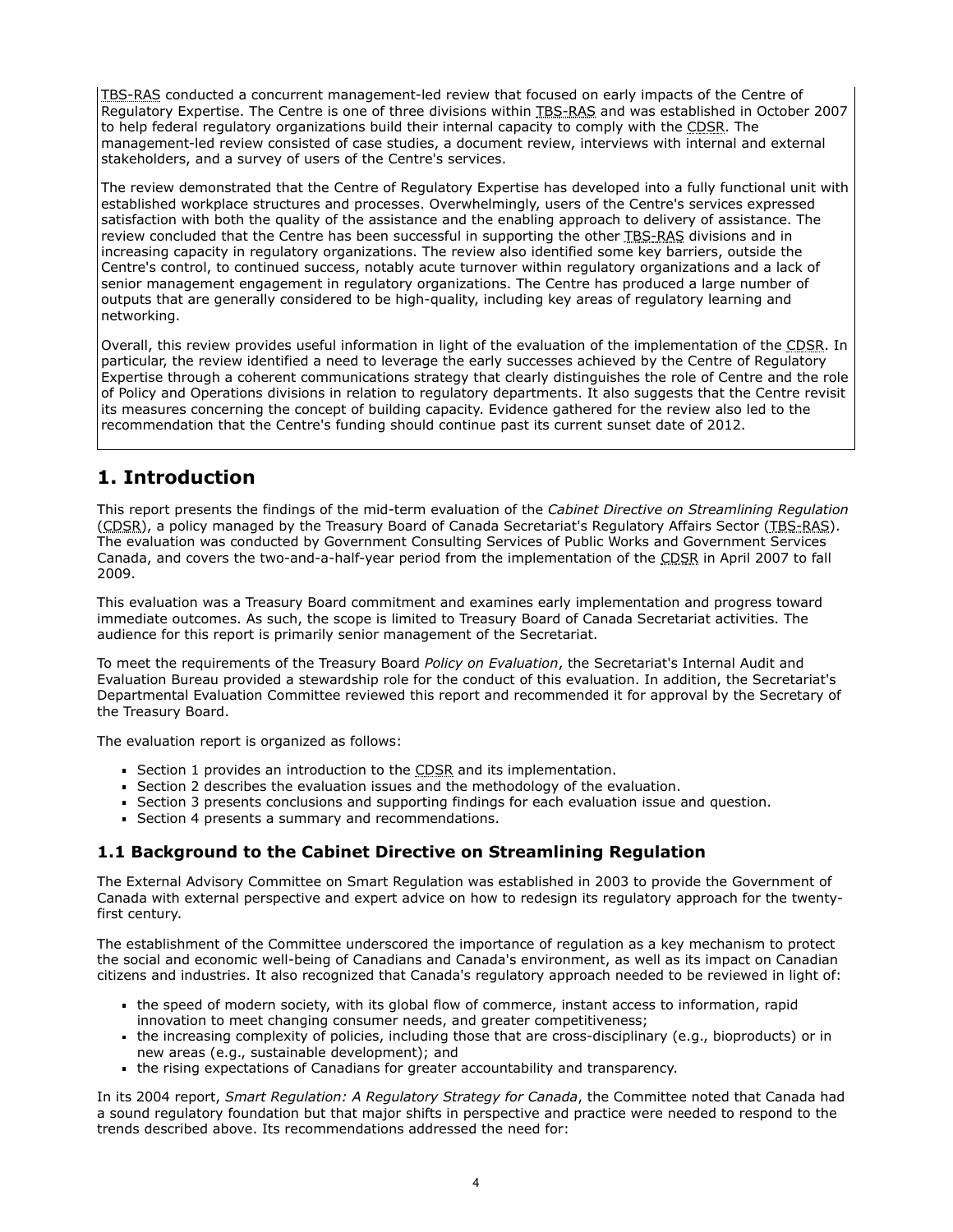TBS-RAS conducted a concurrent management-led review that focused on early impacts of the Centre of Regulatory Expertise. The Centre is one of three divisions within TBS-RAS and was established in October 2007 to help federal regulatory organizations build their internal capacity to comply with the CDSR. The management-led review consisted of case studies, a document review, interviews with internal and external stakeholders, and a survey of users of the Centre's services.

The review demonstrated that the Centre of Regulatory Expertise has developed into a fully functional unit with established workplace structures and processes. Overwhelmingly, users of the Centre's services expressed satisfaction with both the quality of the assistance and the enabling approach to delivery of assistance. The review concluded that the Centre has been successful in supporting the other TBS-RAS divisions and in increasing capacity in regulatory organizations. The review also identified some key barriers, outside the Centre's control, to continued success, notably acute turnover within regulatory organizations and a lack of senior management engagement in regulatory organizations. The Centre has produced a large number of outputs that are generally considered to be high-quality, including key areas of regulatory learning and networking.

Overall, this review provides useful information in light of the evaluation of the implementation of the CDSR. In particular, the review identified a need to leverage the early successes achieved by the Centre of Regulatory Expertise through a coherent communications strategy that clearly distinguishes the role of Centre and the role of Policy and Operations divisions in relation to regulatory departments. It also suggests that the Centre revisit its measures concerning the concept of building capacity. Evidence gathered for the review also led to the recommendation that the Centre's funding should continue past its current sunset date of 2012.

## 1. Introduction

This report presents the findings of the mid-term evaluation of the *Cabinet Directive on Streamlining Regulation* (CDSR), a policy managed by the Treasury Board of Canada Secretariat's Regulatory Affairs Sector (TBS-RAS). The evaluation was conducted by Government Consulting Services of Public Works and Government Services Canada, and covers the two-and-a-half-year period from the implementation of the CDSR in April 2007 to fall 2009.

This evaluation was a Treasury Board commitment and examines early implementation and progress toward immediate outcomes. As such, the scope is limited to Treasury Board of Canada Secretariat activities. The audience for this report is primarily senior management of the Secretariat.

To meet the requirements of the Treasury Board *Policy on Evaluation*, the Secretariat's Internal Audit and Evaluation Bureau provided a stewardship role for the conduct of this evaluation. In addition, the Secretariat's Departmental Evaluation Committee reviewed this report and recommended it for approval by the Secretary of the Treasury Board.

The evaluation report is organized as follows:

- Section 1 provides an introduction to the CDSR and its implementation.
- Section 2 describes the evaluation issues and the methodology of the evaluation.
- Section 3 presents conclusions and supporting findings for each evaluation issue and question.
- Section 4 presents a summary and recommendations.

### 1.1 Background to the Cabinet Directive on Streamlining Regulation

The External Advisory Committee on Smart Regulation was established in 2003 to provide the Government of Canada with external perspective and expert advice on how to redesign its regulatory approach for the twenty-first century.

The establishment of the Committee underscored the importance of regulation as a key mechanism to protect the social and economic well-being of Canadians and Canada's environment, as well as its impact on Canadian citizens and industries. It also recognized that Canada's regulatory approach needed to be reviewed in light of:

- the speed of modern society, with its global flow of commerce, instant access to information, rapid innovation to meet changing consumer needs, and greater competitiveness;
- the increasing complexity of policies, including those that are cross-disciplinary (e.g., bioproducts) or in new areas (e.g., sustainable development); and
- the rising expectations of Canadians for greater accountability and transparency.

In its 2004 report, *Smart Regulation: A Regulatory Strategy for Canada*, the Committee noted that Canada had a sound regulatory foundation but that major shifts in perspective and practice were needed to respond to the trends described above. Its recommendations addressed the need for: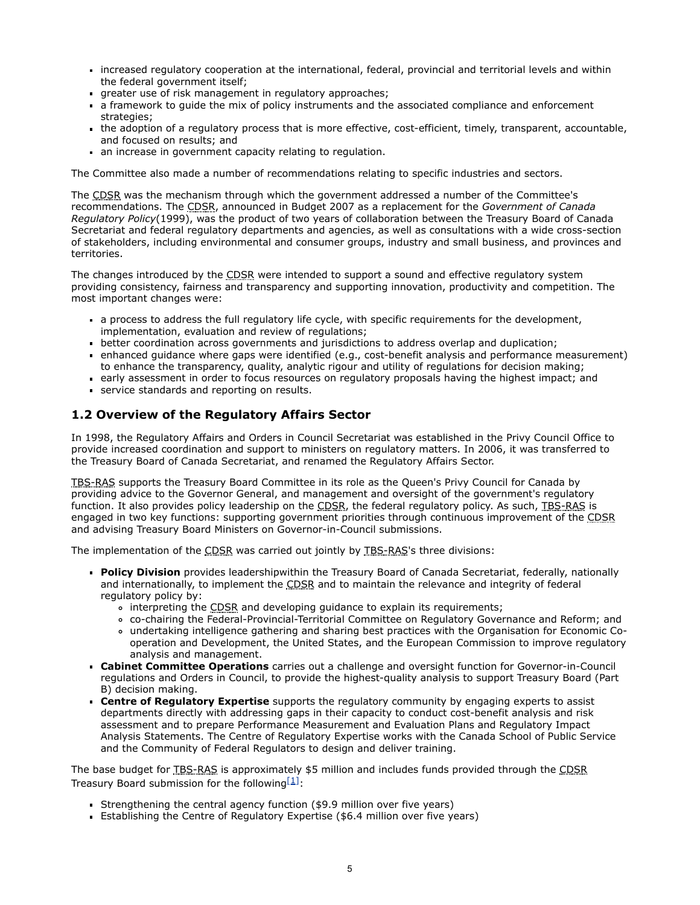- increased regulatory cooperation at the international, federal, provincial and territorial levels and within the federal government itself;
- greater use of risk management in regulatory approaches;
- a framework to guide the mix of policy instruments and the associated compliance and enforcement strategies;
- the adoption of a regulatory process that is more effective, cost-efficient, timely, transparent, accountable, and focused on results; and
- an increase in government capacity relating to regulation.

The Committee also made a number of recommendations relating to specific industries and sectors.

The CDSR was the mechanism through which the government addressed a number of the Committee's recommendations. The CDSR, announced in Budget 2007 as a replacement for the *Government of Canada Regulatory Policy*(1999), was the product of two years of collaboration between the Treasury Board of Canada Secretariat and federal regulatory departments and agencies, as well as consultations with a wide cross-section of stakeholders, including environmental and consumer groups, industry and small business, and provinces and territories.

The changes introduced by the CDSR were intended to support a sound and effective regulatory system providing consistency, fairness and transparency and supporting innovation, productivity and competition. The most important changes were:

- a process to address the full regulatory life cycle, with specific requirements for the development, implementation, evaluation and review of regulations;
- better coordination across governments and jurisdictions to address overlap and duplication;
- enhanced guidance where gaps were identified (e.g., cost-benefit analysis and performance measurement) to enhance the transparency, quality, analytic rigour and utility of regulations for decision making;
- early assessment in order to focus resources on regulatory proposals having the highest impact; and
- service standards and reporting on results.

## 1.2 Overview of the Regulatory Affairs Sector

In 1998, the Regulatory Affairs and Orders in Council Secretariat was established in the Privy Council Office to provide increased coordination and support to ministers on regulatory matters. In 2006, it was transferred to the Treasury Board of Canada Secretariat, and renamed the Regulatory Affairs Sector.

TBS-RAS supports the Treasury Board Committee in its role as the Queen's Privy Council for Canada by providing advice to the Governor General, and management and oversight of the government's regulatory function. It also provides policy leadership on the CDSR, the federal regulatory policy. As such, TBS-RAS is engaged in two key functions: supporting government priorities through continuous improvement of the CDSR and advising Treasury Board Ministers on Governor-in-Council submissions.

The implementation of the CDSR was carried out jointly by TBS-RAS's three divisions:

- **Policy Division** provides leadershipwithin the Treasury Board of Canada Secretariat, federally, nationally and internationally, to implement the CDSR and to maintain the relevance and integrity of federal regulatory policy by:
  - interpreting the CDSR and developing guidance to explain its requirements;
  - co-chairing the Federal-Provincial-Territorial Committee on Regulatory Governance and Reform; and
  - undertaking intelligence gathering and sharing best practices with the Organisation for Economic Co-operation and Development, the United States, and the European Commission to improve regulatory analysis and management.
- **Cabinet Committee Operations** carries out a challenge and oversight function for Governor-in-Council regulations and Orders in Council, to provide the highest-quality analysis to support Treasury Board (Part B) decision making.
- **Centre of Regulatory Expertise** supports the regulatory community by engaging experts to assist departments directly with addressing gaps in their capacity to conduct cost-benefit analysis and risk assessment and to prepare Performance Measurement and Evaluation Plans and Regulatory Impact Analysis Statements. The Centre of Regulatory Expertise works with the Canada School of Public Service and the Community of Federal Regulators to design and deliver training.

The base budget for TBS-RAS is approximately $5 million and includes funds provided through the CDSR Treasury Board submission for the following[1]:

- Strengthening the central agency function ($9.9 million over five years)
- Establishing the Centre of Regulatory Expertise ($6.4 million over five years)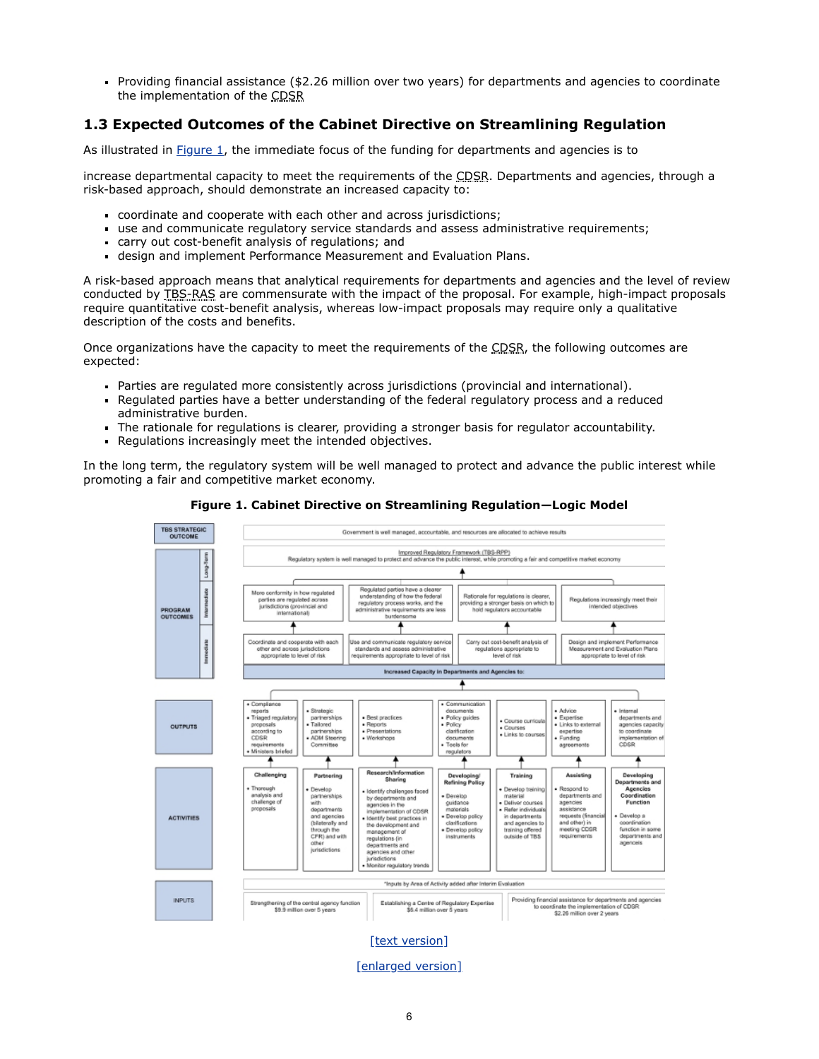- Providing financial assistance ($2.26 million over two years) for departments and agencies to coordinate the implementation of the CDSR

## 1.3 Expected Outcomes of the Cabinet Directive on Streamlining Regulation

As illustrated in Figure 1, the immediate focus of the funding for departments and agencies is to

increase departmental capacity to meet the requirements of the CDSR. Departments and agencies, through a risk-based approach, should demonstrate an increased capacity to:

- coordinate and cooperate with each other and across jurisdictions;
- use and communicate regulatory service standards and assess administrative requirements;
- carry out cost-benefit analysis of regulations; and
- design and implement Performance Measurement and Evaluation Plans.

A risk-based approach means that analytical requirements for departments and agencies and the level of review conducted by TBS-RAS are commensurate with the impact of the proposal. For example, high-impact proposals require quantitative cost-benefit analysis, whereas low-impact proposals may require only a qualitative description of the costs and benefits.

Once organizations have the capacity to meet the requirements of the CDSR, the following outcomes are expected:

- Parties are regulated more consistently across jurisdictions (provincial and international).
- Regulated parties have a better understanding of the federal regulatory process and a reduced administrative burden.
- The rationale for regulations is clearer, providing a stronger basis for regulator accountability.
- Regulations increasingly meet the intended objectives.

In the long term, the regulatory system will be well managed to protect and advance the public interest while promoting a fair and competitive market economy.

**Figure 1. Cabinet Directive on Streamlining Regulation—Logic Model**

**TBS STRATEGIC OUTCOME**

Government is well managed, accountable, and resources are allocated to achieve results

**PROGRAM OUTCOMES**

Long-Term:

Improved Regulatory Framework (TBS-RPP)
Regulatory system is well managed to protect and advance the public interest, while promoting a fair and competitive market economy

Intermediate:

- More conformity in how regulated parties are regulated across jurisdictions (provincial and international)
- Regulated parties have a clearer understanding of how the federal regulatory process works, and the administrative requirements are less burdensome
- Rationale for regulations is clearer, providing a stronger basis on which to hold regulators accountable
- Regulations increasingly meet their intended objectives

Immediate:

- Coordinate and cooperate with each other and across jurisdictions appropriate to level of risk
- Use and communicate regulatory service standards and assess administrative requirements appropriate to level of risk
- Carry out cost-benefit analysis of regulations appropriate to level of risk
- Design and implement Performance Measurement and Evaluation Plans appropriate to level of risk

Increased Capacity in Departments and Agencies to:

**OUTPUTS** and **ACTIVITIES**

| Activity | Activities | Outputs |
|---|---|---|
| Challenging | • Thorough analysis and challenge of proposals | • Compliance reports<br>• Triaged regulatory proposals according to CDSR requirements<br>• Ministers briefed |
| Partnering | • Develop partnerships with departments and agencies (bilaterally and through the CFR) and with other jurisdictions | • Strategic partnerships<br>• Tailored partnerships<br>• ADM Steering Committee |
| Research/Information Sharing | • Identify challenges faced by departments and agencies in the implementation of CDSR<br>• Identify best practices in the development and management of regulations (in departments and agencies and other jurisdictions<br>• Monitor regulatory trends | • Best practices<br>• Reports<br>• Presentations<br>• Workshops |
| Developing/Refining Policy | • Develop guidance materials<br>• Develop policy clarifications<br>• Develop policy instruments | • Communication documents<br>• Policy guides<br>• Policy clarification documents<br>• Tools for regulators |
| Training | • Develop training material<br>• Deliver courses<br>• Refer individuals in departments and agencies to training offered outside of TBS | • Course curricula<br>• Courses<br>• Links to courses |
| Assisting | • Respond to departments and agencies assistance requests (financial and other) in meeting CDSR requirements | • Advice<br>• Expertise<br>• Links to external expertise<br>• Funding agreements |
| Developing Departments and Agencies Coordination Function | • Develop a coordination function in some departments and agencies | • Internal departments and agencies capacity to coordinate implementation of CDSR |

**INPUTS**

*Inputs by Area of Activity added after Interim Evaluation

- Strengthening of the central agency function $9.9 million over 5 years
- Establishing a Centre of Regulatory Expertise $6.4 million over 5 years
- Providing financial assistance for departments and agencies to coordinate the implementation of CDSR $2.26 million over 2 years

[text version]

[enlarged version]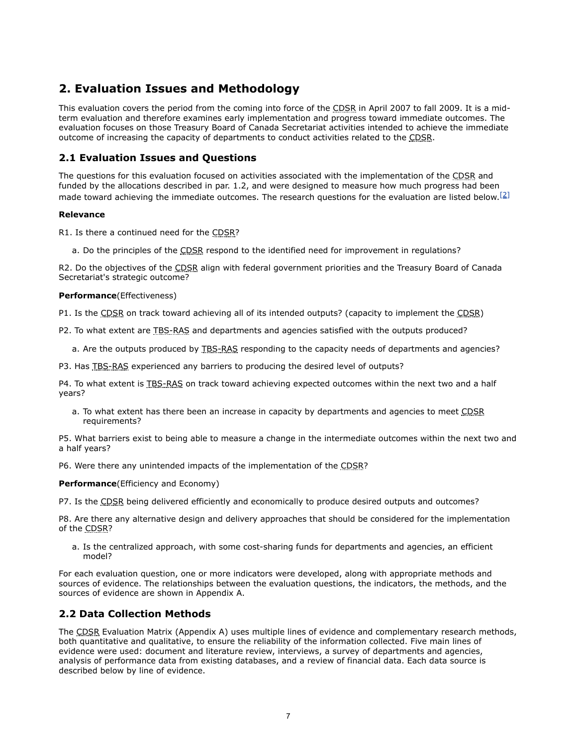## 2. Evaluation Issues and Methodology

This evaluation covers the period from the coming into force of the CDSR in April 2007 to fall 2009. It is a mid-term evaluation and therefore examines early implementation and progress toward immediate outcomes. The evaluation focuses on those Treasury Board of Canada Secretariat activities intended to achieve the immediate outcome of increasing the capacity of departments to conduct activities related to the CDSR.

### 2.1 Evaluation Issues and Questions

The questions for this evaluation focused on activities associated with the implementation of the CDSR and funded by the allocations described in par. 1.2, and were designed to measure how much progress had been made toward achieving the immediate outcomes. The research questions for the evaluation are listed below.[2]

**Relevance**

R1. Is there a continued need for the CDSR?

- a. Do the principles of the CDSR respond to the identified need for improvement in regulations?

R2. Do the objectives of the CDSR align with federal government priorities and the Treasury Board of Canada Secretariat's strategic outcome?

**Performance**(Effectiveness)

P1. Is the CDSR on track toward achieving all of its intended outputs? (capacity to implement the CDSR)

P2. To what extent are TBS-RAS and departments and agencies satisfied with the outputs produced?

- a. Are the outputs produced by TBS-RAS responding to the capacity needs of departments and agencies?

P3. Has TBS-RAS experienced any barriers to producing the desired level of outputs?

P4. To what extent is TBS-RAS on track toward achieving expected outcomes within the next two and a half years?

- a. To what extent has there been an increase in capacity by departments and agencies to meet CDSR requirements?

P5. What barriers exist to being able to measure a change in the intermediate outcomes within the next two and a half years?

P6. Were there any unintended impacts of the implementation of the CDSR?

**Performance**(Efficiency and Economy)

P7. Is the CDSR being delivered efficiently and economically to produce desired outputs and outcomes?

P8. Are there any alternative design and delivery approaches that should be considered for the implementation of the CDSR?

- a. Is the centralized approach, with some cost-sharing funds for departments and agencies, an efficient model?

For each evaluation question, one or more indicators were developed, along with appropriate methods and sources of evidence. The relationships between the evaluation questions, the indicators, the methods, and the sources of evidence are shown in Appendix A.

### 2.2 Data Collection Methods

The CDSR Evaluation Matrix (Appendix A) uses multiple lines of evidence and complementary research methods, both quantitative and qualitative, to ensure the reliability of the information collected. Five main lines of evidence were used: document and literature review, interviews, a survey of departments and agencies, analysis of performance data from existing databases, and a review of financial data. Each data source is described below by line of evidence.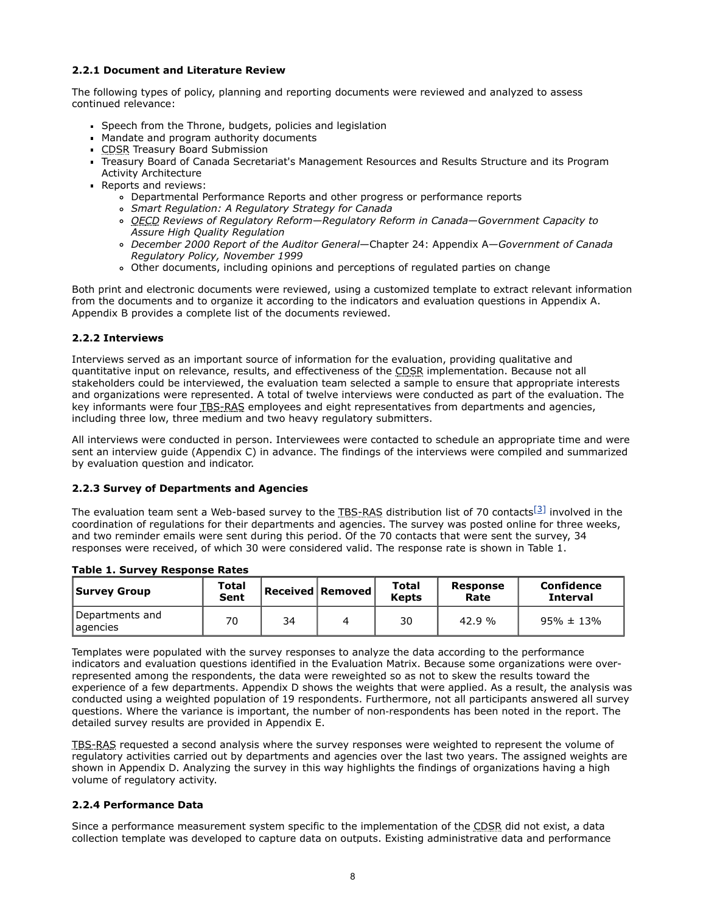#### 2.2.1 Document and Literature Review

The following types of policy, planning and reporting documents were reviewed and analyzed to assess continued relevance:

- Speech from the Throne, budgets, policies and legislation
- Mandate and program authority documents
- CDSR Treasury Board Submission
- Treasury Board of Canada Secretariat's Management Resources and Results Structure and its Program Activity Architecture
- Reports and reviews:
  - Departmental Performance Reports and other progress or performance reports
  - *Smart Regulation: A Regulatory Strategy for Canada*
  - *OECD Reviews of Regulatory Reform—Regulatory Reform in Canada—Government Capacity to Assure High Quality Regulation*
  - *December 2000 Report of the Auditor General*—Chapter 24: Appendix A—*Government of Canada Regulatory Policy, November 1999*
  - Other documents, including opinions and perceptions of regulated parties on change

Both print and electronic documents were reviewed, using a customized template to extract relevant information from the documents and to organize it according to the indicators and evaluation questions in Appendix A. Appendix B provides a complete list of the documents reviewed.

#### 2.2.2 Interviews

Interviews served as an important source of information for the evaluation, providing qualitative and quantitative input on relevance, results, and effectiveness of the CDSR implementation. Because not all stakeholders could be interviewed, the evaluation team selected a sample to ensure that appropriate interests and organizations were represented. A total of twelve interviews were conducted as part of the evaluation. The key informants were four TBS-RAS employees and eight representatives from departments and agencies, including three low, three medium and two heavy regulatory submitters.

All interviews were conducted in person. Interviewees were contacted to schedule an appropriate time and were sent an interview guide (Appendix C) in advance. The findings of the interviews were compiled and summarized by evaluation question and indicator.

#### 2.2.3 Survey of Departments and Agencies

The evaluation team sent a Web-based survey to the TBS-RAS distribution list of 70 contacts[3] involved in the coordination of regulations for their departments and agencies. The survey was posted online for three weeks, and two reminder emails were sent during this period. Of the 70 contacts that were sent the survey, 34 responses were received, of which 30 were considered valid. The response rate is shown in Table 1.

**Table 1. Survey Response Rates**

| Survey Group | Total Sent | Received | Removed | Total Kepts | Response Rate | Confidence Interval |
|---|---|---|---|---|---|---|
| Departments and agencies | 70 | 34 | 4 | 30 | 42.9 % | 95% ± 13% |

Templates were populated with the survey responses to analyze the data according to the performance indicators and evaluation questions identified in the Evaluation Matrix. Because some organizations were over-represented among the respondents, the data were reweighted so as not to skew the results toward the experience of a few departments. Appendix D shows the weights that were applied. As a result, the analysis was conducted using a weighted population of 19 respondents. Furthermore, not all participants answered all survey questions. Where the variance is important, the number of non-respondents has been noted in the report. The detailed survey results are provided in Appendix E.

TBS-RAS requested a second analysis where the survey responses were weighted to represent the volume of regulatory activities carried out by departments and agencies over the last two years. The assigned weights are shown in Appendix D. Analyzing the survey in this way highlights the findings of organizations having a high volume of regulatory activity.

#### 2.2.4 Performance Data

Since a performance measurement system specific to the implementation of the CDSR did not exist, a data collection template was developed to capture data on outputs. Existing administrative data and performance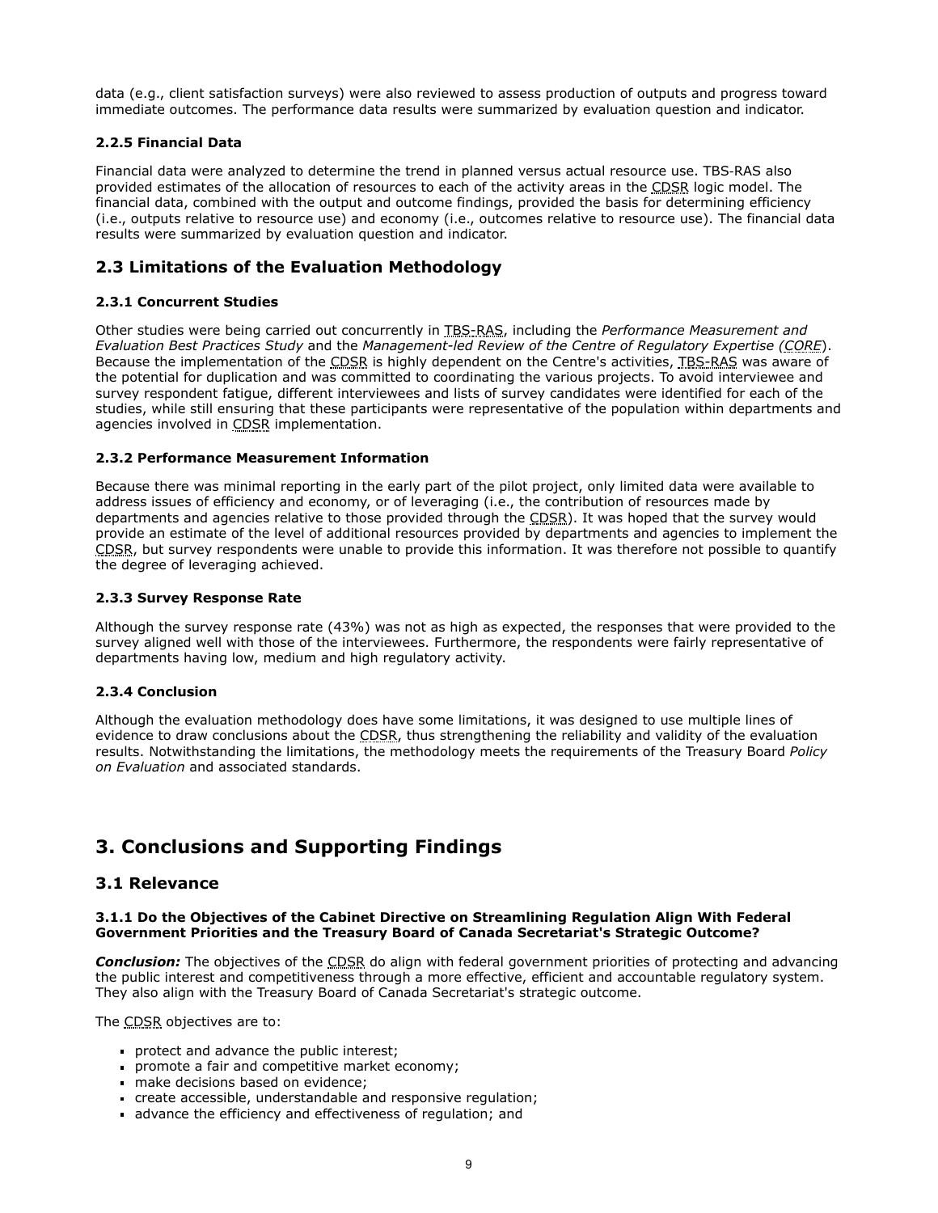data (e.g., client satisfaction surveys) were also reviewed to assess production of outputs and progress toward immediate outcomes. The performance data results were summarized by evaluation question and indicator.

#### 2.2.5 Financial Data

Financial data were analyzed to determine the trend in planned versus actual resource use. TBS-RAS also provided estimates of the allocation of resources to each of the activity areas in the CDSR logic model. The financial data, combined with the output and outcome findings, provided the basis for determining efficiency (i.e., outputs relative to resource use) and economy (i.e., outcomes relative to resource use). The financial data results were summarized by evaluation question and indicator.

### 2.3 Limitations of the Evaluation Methodology

#### 2.3.1 Concurrent Studies

Other studies were being carried out concurrently in TBS-RAS, including the *Performance Measurement and Evaluation Best Practices Study* and the *Management-led Review of the Centre of Regulatory Expertise (CORE)*. Because the implementation of the CDSR is highly dependent on the Centre's activities, TBS-RAS was aware of the potential for duplication and was committed to coordinating the various projects. To avoid interviewee and survey respondent fatigue, different interviewees and lists of survey candidates were identified for each of the studies, while still ensuring that these participants were representative of the population within departments and agencies involved in CDSR implementation.

#### 2.3.2 Performance Measurement Information

Because there was minimal reporting in the early part of the pilot project, only limited data were available to address issues of efficiency and economy, or of leveraging (i.e., the contribution of resources made by departments and agencies relative to those provided through the CDSR). It was hoped that the survey would provide an estimate of the level of additional resources provided by departments and agencies to implement the CDSR, but survey respondents were unable to provide this information. It was therefore not possible to quantify the degree of leveraging achieved.

#### 2.3.3 Survey Response Rate

Although the survey response rate (43%) was not as high as expected, the responses that were provided to the survey aligned well with those of the interviewees. Furthermore, the respondents were fairly representative of departments having low, medium and high regulatory activity.

#### 2.3.4 Conclusion

Although the evaluation methodology does have some limitations, it was designed to use multiple lines of evidence to draw conclusions about the CDSR, thus strengthening the reliability and validity of the evaluation results. Notwithstanding the limitations, the methodology meets the requirements of the Treasury Board *Policy on Evaluation* and associated standards.

## 3. Conclusions and Supporting Findings

### 3.1 Relevance

#### 3.1.1 Do the Objectives of the Cabinet Directive on Streamlining Regulation Align With Federal Government Priorities and the Treasury Board of Canada Secretariat's Strategic Outcome?

***Conclusion:*** The objectives of the CDSR do align with federal government priorities of protecting and advancing the public interest and competitiveness through a more effective, efficient and accountable regulatory system. They also align with the Treasury Board of Canada Secretariat's strategic outcome.

The CDSR objectives are to:

- protect and advance the public interest;
- promote a fair and competitive market economy;
- make decisions based on evidence;
- create accessible, understandable and responsive regulation;
- advance the efficiency and effectiveness of regulation; and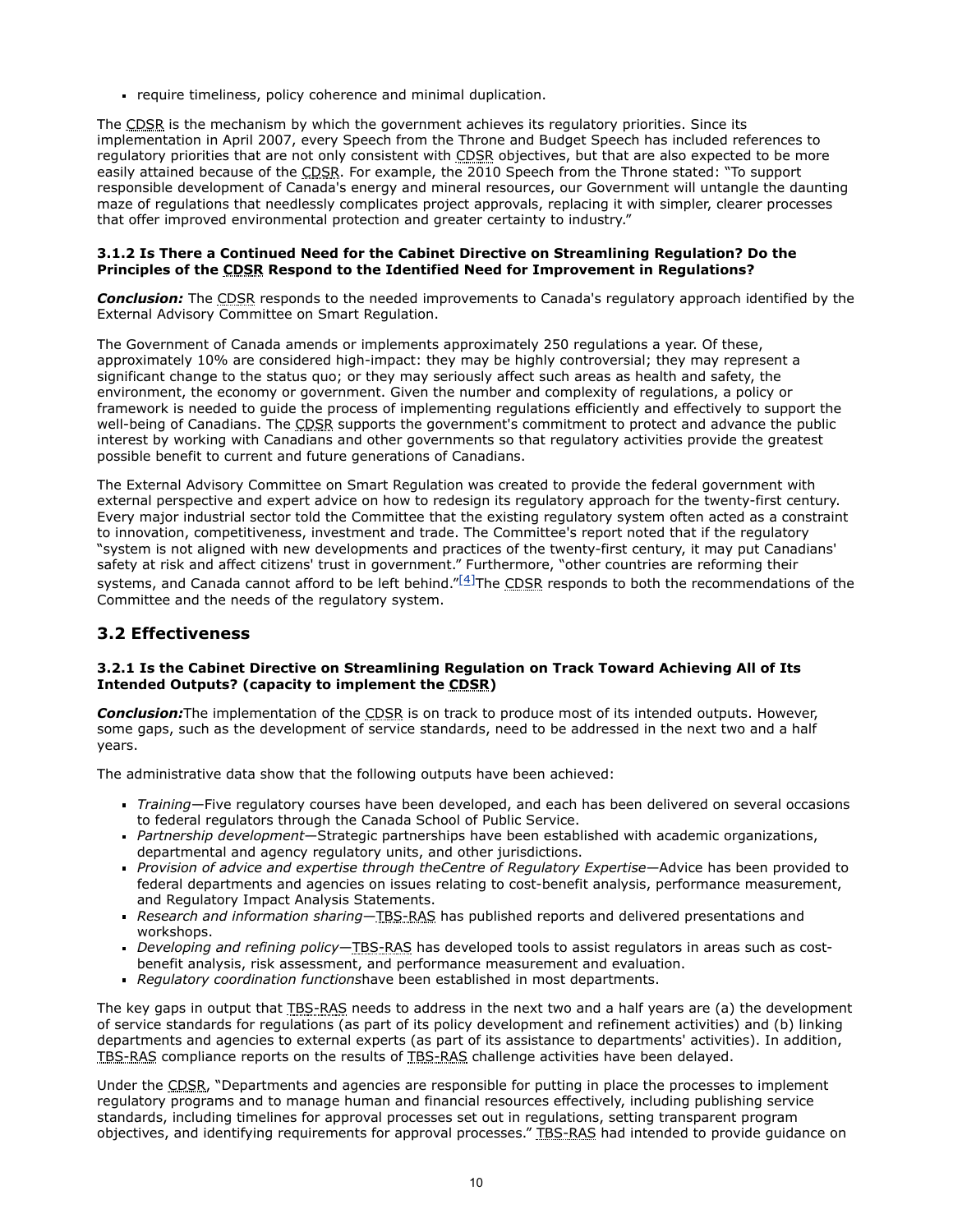- require timeliness, policy coherence and minimal duplication.

The CDSR is the mechanism by which the government achieves its regulatory priorities. Since its implementation in April 2007, every Speech from the Throne and Budget Speech has included references to regulatory priorities that are not only consistent with CDSR objectives, but that are also expected to be more easily attained because of the CDSR. For example, the 2010 Speech from the Throne stated: “To support responsible development of Canada's energy and mineral resources, our Government will untangle the daunting maze of regulations that needlessly complicates project approvals, replacing it with simpler, clearer processes that offer improved environmental protection and greater certainty to industry.”

#### 3.1.2 Is There a Continued Need for the Cabinet Directive on Streamlining Regulation? Do the Principles of the CDSR Respond to the Identified Need for Improvement in Regulations?

***Conclusion:*** The CDSR responds to the needed improvements to Canada's regulatory approach identified by the External Advisory Committee on Smart Regulation.

The Government of Canada amends or implements approximately 250 regulations a year. Of these, approximately 10% are considered high-impact: they may be highly controversial; they may represent a significant change to the status quo; or they may seriously affect such areas as health and safety, the environment, the economy or government. Given the number and complexity of regulations, a policy or framework is needed to guide the process of implementing regulations efficiently and effectively to support the well-being of Canadians. The CDSR supports the government's commitment to protect and advance the public interest by working with Canadians and other governments so that regulatory activities provide the greatest possible benefit to current and future generations of Canadians.

The External Advisory Committee on Smart Regulation was created to provide the federal government with external perspective and expert advice on how to redesign its regulatory approach for the twenty-first century. Every major industrial sector told the Committee that the existing regulatory system often acted as a constraint to innovation, competitiveness, investment and trade. The Committee's report noted that if the regulatory “system is not aligned with new developments and practices of the twenty-first century, it may put Canadians' safety at risk and affect citizens' trust in government.” Furthermore, “other countries are reforming their systems, and Canada cannot afford to be left behind.”[4] The CDSR responds to both the recommendations of the Committee and the needs of the regulatory system.

### 3.2 Effectiveness

#### 3.2.1 Is the Cabinet Directive on Streamlining Regulation on Track Toward Achieving All of Its Intended Outputs? (capacity to implement the CDSR)

***Conclusion:*** The implementation of the CDSR is on track to produce most of its intended outputs. However, some gaps, such as the development of service standards, need to be addressed in the next two and a half years.

The administrative data show that the following outputs have been achieved:

- *Training*—Five regulatory courses have been developed, and each has been delivered on several occasions to federal regulators through the Canada School of Public Service.
- *Partnership development*—Strategic partnerships have been established with academic organizations, departmental and agency regulatory units, and other jurisdictions.
- *Provision of advice and expertise through the Centre of Regulatory Expertise*—Advice has been provided to federal departments and agencies on issues relating to cost-benefit analysis, performance measurement, and Regulatory Impact Analysis Statements.
- *Research and information sharing*—TBS-RAS has published reports and delivered presentations and workshops.
- *Developing and refining policy*—TBS-RAS has developed tools to assist regulators in areas such as cost-benefit analysis, risk assessment, and performance measurement and evaluation.
- *Regulatory coordination functions* have been established in most departments.

The key gaps in output that TBS-RAS needs to address in the next two and a half years are (a) the development of service standards for regulations (as part of its policy development and refinement activities) and (b) linking departments and agencies to external experts (as part of its assistance to departments' activities). In addition, TBS-RAS compliance reports on the results of TBS-RAS challenge activities have been delayed.

Under the CDSR, “Departments and agencies are responsible for putting in place the processes to implement regulatory programs and to manage human and financial resources effectively, including publishing service standards, including timelines for approval processes set out in regulations, setting transparent program objectives, and identifying requirements for approval processes.” TBS-RAS had intended to provide guidance on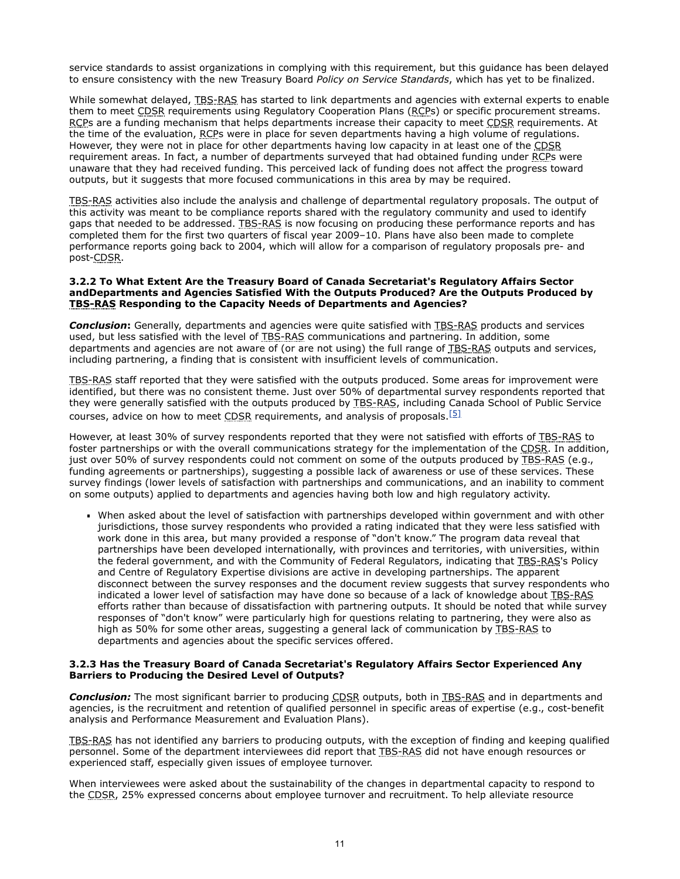service standards to assist organizations in complying with this requirement, but this guidance has been delayed to ensure consistency with the new Treasury Board *Policy on Service Standards*, which has yet to be finalized.

While somewhat delayed, TBS-RAS has started to link departments and agencies with external experts to enable them to meet CDSR requirements using Regulatory Cooperation Plans (RCPs) or specific procurement streams. RCPs are a funding mechanism that helps departments increase their capacity to meet CDSR requirements. At the time of the evaluation, RCPs were in place for seven departments having a high volume of regulations. However, they were not in place for other departments having low capacity in at least one of the CDSR requirement areas. In fact, a number of departments surveyed that had obtained funding under RCPs were unaware that they had received funding. This perceived lack of funding does not affect the progress toward outputs, but it suggests that more focused communications in this area by may be required.

TBS-RAS activities also include the analysis and challenge of departmental regulatory proposals. The output of this activity was meant to be compliance reports shared with the regulatory community and used to identify gaps that needed to be addressed. TBS-RAS is now focusing on producing these performance reports and has completed them for the first two quarters of fiscal year 2009–10. Plans have also been made to complete performance reports going back to 2004, which will allow for a comparison of regulatory proposals pre- and post-CDSR.

#### 3.2.2 To What Extent Are the Treasury Board of Canada Secretariat's Regulatory Affairs Sector andDepartments and Agencies Satisfied With the Outputs Produced? Are the Outputs Produced by TBS-RAS Responding to the Capacity Needs of Departments and Agencies?

***Conclusion*:** Generally, departments and agencies were quite satisfied with TBS-RAS products and services used, but less satisfied with the level of TBS-RAS communications and partnering. In addition, some departments and agencies are not aware of (or are not using) the full range of TBS-RAS outputs and services, including partnering, a finding that is consistent with insufficient levels of communication.

TBS-RAS staff reported that they were satisfied with the outputs produced. Some areas for improvement were identified, but there was no consistent theme. Just over 50% of departmental survey respondents reported that they were generally satisfied with the outputs produced by TBS-RAS, including Canada School of Public Service courses, advice on how to meet CDSR requirements, and analysis of proposals.[5]

However, at least 30% of survey respondents reported that they were not satisfied with efforts of TBS-RAS to foster partnerships or with the overall communications strategy for the implementation of the CDSR. In addition, just over 50% of survey respondents could not comment on some of the outputs produced by TBS-RAS (e.g., funding agreements or partnerships), suggesting a possible lack of awareness or use of these services. These survey findings (lower levels of satisfaction with partnerships and communications, and an inability to comment on some outputs) applied to departments and agencies having both low and high regulatory activity.

- When asked about the level of satisfaction with partnerships developed within government and with other jurisdictions, those survey respondents who provided a rating indicated that they were less satisfied with work done in this area, but many provided a response of “don't know.” The program data reveal that partnerships have been developed internationally, with provinces and territories, with universities, within the federal government, and with the Community of Federal Regulators, indicating that TBS-RAS's Policy and Centre of Regulatory Expertise divisions are active in developing partnerships. The apparent disconnect between the survey responses and the document review suggests that survey respondents who indicated a lower level of satisfaction may have done so because of a lack of knowledge about TBS-RAS efforts rather than because of dissatisfaction with partnering outputs. It should be noted that while survey responses of “don't know” were particularly high for questions relating to partnering, they were also as high as 50% for some other areas, suggesting a general lack of communication by TBS-RAS to departments and agencies about the specific services offered.

#### 3.2.3 Has the Treasury Board of Canada Secretariat's Regulatory Affairs Sector Experienced Any Barriers to Producing the Desired Level of Outputs?

***Conclusion:*** The most significant barrier to producing CDSR outputs, both in TBS-RAS and in departments and agencies, is the recruitment and retention of qualified personnel in specific areas of expertise (e.g., cost-benefit analysis and Performance Measurement and Evaluation Plans).

TBS-RAS has not identified any barriers to producing outputs, with the exception of finding and keeping qualified personnel. Some of the department interviewees did report that TBS-RAS did not have enough resources or experienced staff, especially given issues of employee turnover.

When interviewees were asked about the sustainability of the changes in departmental capacity to respond to the CDSR, 25% expressed concerns about employee turnover and recruitment. To help alleviate resource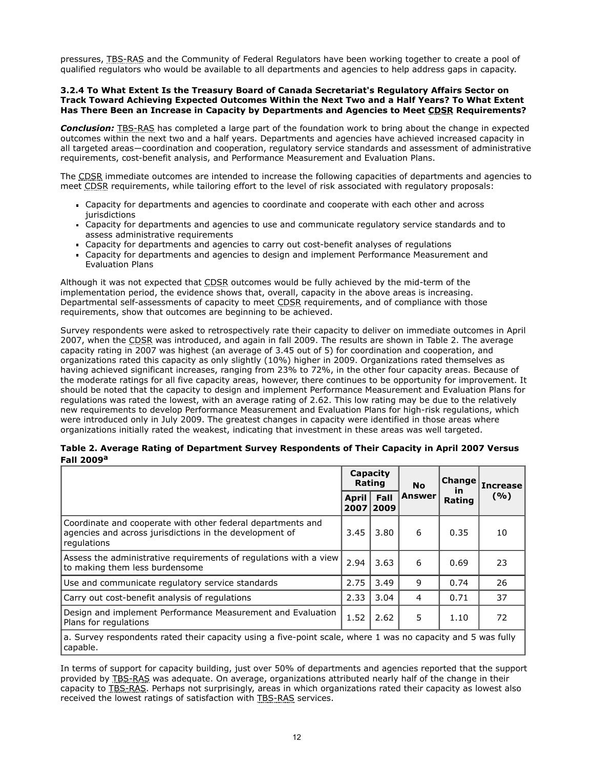pressures, TBS-RAS and the Community of Federal Regulators have been working together to create a pool of qualified regulators who would be available to all departments and agencies to help address gaps in capacity.

#### 3.2.4 To What Extent Is the Treasury Board of Canada Secretariat's Regulatory Affairs Sector on Track Toward Achieving Expected Outcomes Within the Next Two and a Half Years? To What Extent Has There Been an Increase in Capacity by Departments and Agencies to Meet CDSR Requirements?

***Conclusion:*** TBS-RAS has completed a large part of the foundation work to bring about the change in expected outcomes within the next two and a half years. Departments and agencies have achieved increased capacity in all targeted areas—coordination and cooperation, regulatory service standards and assessment of administrative requirements, cost-benefit analysis, and Performance Measurement and Evaluation Plans.

The CDSR immediate outcomes are intended to increase the following capacities of departments and agencies to meet CDSR requirements, while tailoring effort to the level of risk associated with regulatory proposals:

- Capacity for departments and agencies to coordinate and cooperate with each other and across jurisdictions
- Capacity for departments and agencies to use and communicate regulatory service standards and to assess administrative requirements
- Capacity for departments and agencies to carry out cost-benefit analyses of regulations
- Capacity for departments and agencies to design and implement Performance Measurement and Evaluation Plans

Although it was not expected that CDSR outcomes would be fully achieved by the mid-term of the implementation period, the evidence shows that, overall, capacity in the above areas is increasing. Departmental self-assessments of capacity to meet CDSR requirements, and of compliance with those requirements, show that outcomes are beginning to be achieved.

Survey respondents were asked to retrospectively rate their capacity to deliver on immediate outcomes in April 2007, when the CDSR was introduced, and again in fall 2009. The results are shown in Table 2. The average capacity rating in 2007 was highest (an average of 3.45 out of 5) for coordination and cooperation, and organizations rated this capacity as only slightly (10%) higher in 2009. Organizations rated themselves as having achieved significant increases, ranging from 23% to 72%, in the other four capacity areas. Because of the moderate ratings for all five capacity areas, however, there continues to be opportunity for improvement. It should be noted that the capacity to design and implement Performance Measurement and Evaluation Plans for regulations was rated the lowest, with an average rating of 2.62. This low rating may be due to the relatively new requirements to develop Performance Measurement and Evaluation Plans for high-risk regulations, which were introduced only in July 2009. The greatest changes in capacity were identified in those areas where organizations initially rated the weakest, indicating that investment in these areas was well targeted.

**Table 2. Average Rating of Department Survey Respondents of Their Capacity in April 2007 Versus Fall 2009[a]**

| | Capacity Rating | | No Answer | Change in Rating | Increase (%) |
|---|---|---|---|---|---|
| | April 2007 | Fall 2009 | | | |
| Coordinate and cooperate with other federal departments and agencies and across jurisdictions in the development of regulations | 3.45 | 3.80 | 6 | 0.35 | 10 |
| Assess the administrative requirements of regulations with a view to making them less burdensome | 2.94 | 3.63 | 6 | 0.69 | 23 |
| Use and communicate regulatory service standards | 2.75 | 3.49 | 9 | 0.74 | 26 |
| Carry out cost-benefit analysis of regulations | 2.33 | 3.04 | 4 | 0.71 | 37 |
| Design and implement Performance Measurement and Evaluation Plans for regulations | 1.52 | 2.62 | 5 | 1.10 | 72 |

a. Survey respondents rated their capacity using a five-point scale, where 1 was no capacity and 5 was fully capable.

In terms of support for capacity building, just over 50% of departments and agencies reported that the support provided by TBS-RAS was adequate. On average, organizations attributed nearly half of the change in their capacity to TBS-RAS. Perhaps not surprisingly, areas in which organizations rated their capacity as lowest also received the lowest ratings of satisfaction with TBS-RAS services.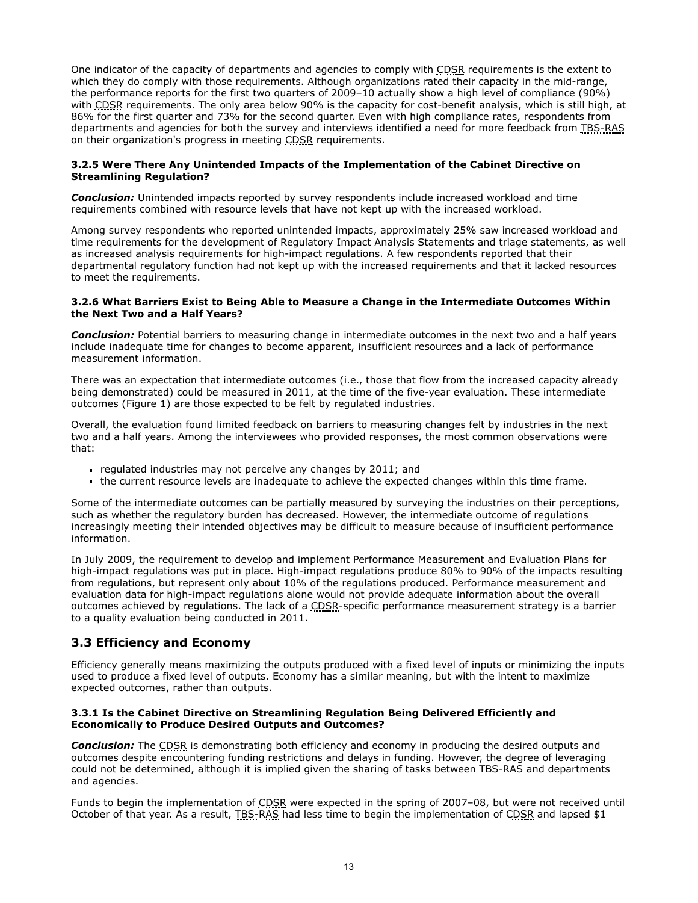One indicator of the capacity of departments and agencies to comply with CDSR requirements is the extent to which they do comply with those requirements. Although organizations rated their capacity in the mid-range, the performance reports for the first two quarters of 2009–10 actually show a high level of compliance (90%) with CDSR requirements. The only area below 90% is the capacity for cost-benefit analysis, which is still high, at 86% for the first quarter and 73% for the second quarter. Even with high compliance rates, respondents from departments and agencies for both the survey and interviews identified a need for more feedback from TBS-RAS on their organization's progress in meeting CDSR requirements.

#### 3.2.5 Were There Any Unintended Impacts of the Implementation of the Cabinet Directive on Streamlining Regulation?

***Conclusion:*** Unintended impacts reported by survey respondents include increased workload and time requirements combined with resource levels that have not kept up with the increased workload.

Among survey respondents who reported unintended impacts, approximately 25% saw increased workload and time requirements for the development of Regulatory Impact Analysis Statements and triage statements, as well as increased analysis requirements for high-impact regulations. A few respondents reported that their departmental regulatory function had not kept up with the increased requirements and that it lacked resources to meet the requirements.

#### 3.2.6 What Barriers Exist to Being Able to Measure a Change in the Intermediate Outcomes Within the Next Two and a Half Years?

***Conclusion:*** Potential barriers to measuring change in intermediate outcomes in the next two and a half years include inadequate time for changes to become apparent, insufficient resources and a lack of performance measurement information.

There was an expectation that intermediate outcomes (i.e., those that flow from the increased capacity already being demonstrated) could be measured in 2011, at the time of the five-year evaluation. These intermediate outcomes (Figure 1) are those expected to be felt by regulated industries.

Overall, the evaluation found limited feedback on barriers to measuring changes felt by industries in the next two and a half years. Among the interviewees who provided responses, the most common observations were that:

- regulated industries may not perceive any changes by 2011; and
- the current resource levels are inadequate to achieve the expected changes within this time frame.

Some of the intermediate outcomes can be partially measured by surveying the industries on their perceptions, such as whether the regulatory burden has decreased. However, the intermediate outcome of regulations increasingly meeting their intended objectives may be difficult to measure because of insufficient performance information.

In July 2009, the requirement to develop and implement Performance Measurement and Evaluation Plans for high-impact regulations was put in place. High-impact regulations produce 80% to 90% of the impacts resulting from regulations, but represent only about 10% of the regulations produced. Performance measurement and evaluation data for high-impact regulations alone would not provide adequate information about the overall outcomes achieved by regulations. The lack of a CDSR-specific performance measurement strategy is a barrier to a quality evaluation being conducted in 2011.

### 3.3 Efficiency and Economy

Efficiency generally means maximizing the outputs produced with a fixed level of inputs or minimizing the inputs used to produce a fixed level of outputs. Economy has a similar meaning, but with the intent to maximize expected outcomes, rather than outputs.

#### 3.3.1 Is the Cabinet Directive on Streamlining Regulation Being Delivered Efficiently and Economically to Produce Desired Outputs and Outcomes?

***Conclusion:*** The CDSR is demonstrating both efficiency and economy in producing the desired outputs and outcomes despite encountering funding restrictions and delays in funding. However, the degree of leveraging could not be determined, although it is implied given the sharing of tasks between TBS-RAS and departments and agencies.

Funds to begin the implementation of CDSR were expected in the spring of 2007–08, but were not received until October of that year. As a result, TBS-RAS had less time to begin the implementation of CDSR and lapsed $1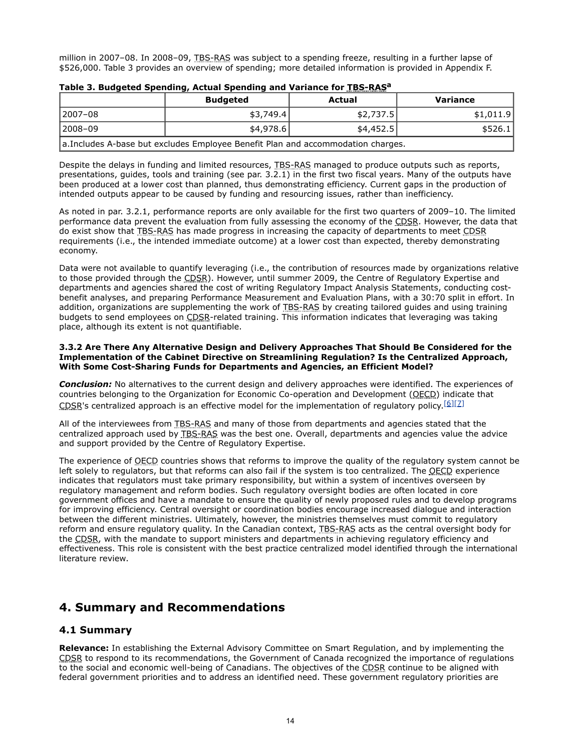million in 2007–08. In 2008–09, TBS-RAS was subject to a spending freeze, resulting in a further lapse of $526,000. Table 3 provides an overview of spending; more detailed information is provided in Appendix F.

**Table 3. Budgeted Spending, Actual Spending and Variance for TBS-RAS[a]**

| | Budgeted | Actual | Variance |
|---|---|---|---|
| 2007–08 | $3,749.4 | $2,737.5 | $1,011.9 |
| 2008–09 | $4,978.6 | $4,452.5 | $526.1 |
| a.Includes A-base but excludes Employee Benefit Plan and accommodation charges. | | | |

Despite the delays in funding and limited resources, TBS-RAS managed to produce outputs such as reports, presentations, guides, tools and training (see par. 3.2.1) in the first two fiscal years. Many of the outputs have been produced at a lower cost than planned, thus demonstrating efficiency. Current gaps in the production of intended outputs appear to be caused by funding and resourcing issues, rather than inefficiency.

As noted in par. 3.2.1, performance reports are only available for the first two quarters of 2009–10. The limited performance data prevent the evaluation from fully assessing the economy of the CDSR. However, the data that do exist show that TBS-RAS has made progress in increasing the capacity of departments to meet CDSR requirements (i.e., the intended immediate outcome) at a lower cost than expected, thereby demonstrating economy.

Data were not available to quantify leveraging (i.e., the contribution of resources made by organizations relative to those provided through the CDSR). However, until summer 2009, the Centre of Regulatory Expertise and departments and agencies shared the cost of writing Regulatory Impact Analysis Statements, conducting cost-benefit analyses, and preparing Performance Measurement and Evaluation Plans, with a 30:70 split in effort. In addition, organizations are supplementing the work of TBS-RAS by creating tailored guides and using training budgets to send employees on CDSR-related training. This information indicates that leveraging was taking place, although its extent is not quantifiable.

#### 3.3.2 Are There Any Alternative Design and Delivery Approaches That Should Be Considered for the Implementation of the Cabinet Directive on Streamlining Regulation? Is the Centralized Approach, With Some Cost-Sharing Funds for Departments and Agencies, an Efficient Model?

***Conclusion:*** No alternatives to the current design and delivery approaches were identified. The experiences of countries belonging to the Organization for Economic Co-operation and Development (OECD) indicate that CDSR's centralized approach is an effective model for the implementation of regulatory policy.[6][7]

All of the interviewees from TBS-RAS and many of those from departments and agencies stated that the centralized approach used by TBS-RAS was the best one. Overall, departments and agencies value the advice and support provided by the Centre of Regulatory Expertise.

The experience of OECD countries shows that reforms to improve the quality of the regulatory system cannot be left solely to regulators, but that reforms can also fail if the system is too centralized. The OECD experience indicates that regulators must take primary responsibility, but within a system of incentives overseen by regulatory management and reform bodies. Such regulatory oversight bodies are often located in core government offices and have a mandate to ensure the quality of newly proposed rules and to develop programs for improving efficiency. Central oversight or coordination bodies encourage increased dialogue and interaction between the different ministries. Ultimately, however, the ministries themselves must commit to regulatory reform and ensure regulatory quality. In the Canadian context, TBS-RAS acts as the central oversight body for the CDSR, with the mandate to support ministers and departments in achieving regulatory efficiency and effectiveness. This role is consistent with the best practice centralized model identified through the international literature review.

## 4. Summary and Recommendations

### 4.1 Summary

**Relevance:** In establishing the External Advisory Committee on Smart Regulation, and by implementing the CDSR to respond to its recommendations, the Government of Canada recognized the importance of regulations to the social and economic well-being of Canadians. The objectives of the CDSR continue to be aligned with federal government priorities and to address an identified need. These government regulatory priorities are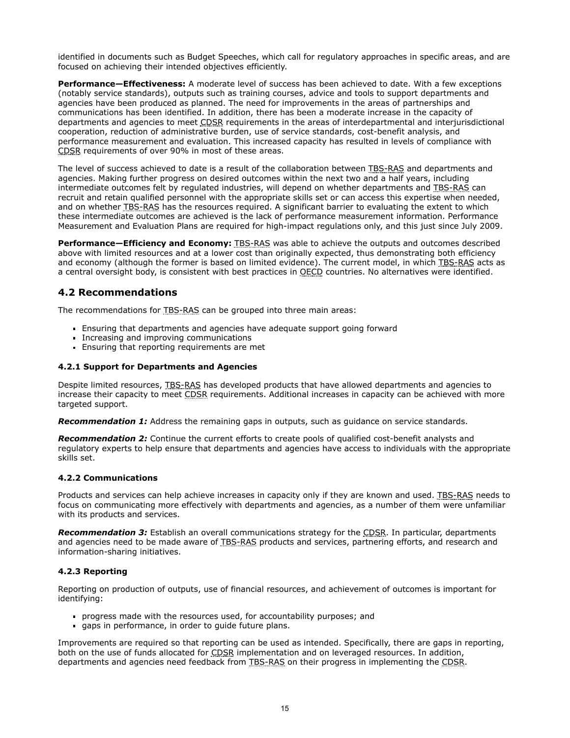identified in documents such as Budget Speeches, which call for regulatory approaches in specific areas, and are focused on achieving their intended objectives efficiently.

**Performance—Effectiveness:** A moderate level of success has been achieved to date. With a few exceptions (notably service standards), outputs such as training courses, advice and tools to support departments and agencies have been produced as planned. The need for improvements in the areas of partnerships and communications has been identified. In addition, there has been a moderate increase in the capacity of departments and agencies to meet CDSR requirements in the areas of interdepartmental and interjurisdictional cooperation, reduction of administrative burden, use of service standards, cost-benefit analysis, and performance measurement and evaluation. This increased capacity has resulted in levels of compliance with CDSR requirements of over 90% in most of these areas.

The level of success achieved to date is a result of the collaboration between TBS-RAS and departments and agencies. Making further progress on desired outcomes within the next two and a half years, including intermediate outcomes felt by regulated industries, will depend on whether departments and TBS-RAS can recruit and retain qualified personnel with the appropriate skills set or can access this expertise when needed, and on whether TBS-RAS has the resources required. A significant barrier to evaluating the extent to which these intermediate outcomes are achieved is the lack of performance measurement information. Performance Measurement and Evaluation Plans are required for high-impact regulations only, and this just since July 2009.

**Performance—Efficiency and Economy:** TBS-RAS was able to achieve the outputs and outcomes described above with limited resources and at a lower cost than originally expected, thus demonstrating both efficiency and economy (although the former is based on limited evidence). The current model, in which TBS-RAS acts as a central oversight body, is consistent with best practices in OECD countries. No alternatives were identified.

## 4.2 Recommendations

The recommendations for TBS-RAS can be grouped into three main areas:

- Ensuring that departments and agencies have adequate support going forward
- Increasing and improving communications
- Ensuring that reporting requirements are met

### 4.2.1 Support for Departments and Agencies

Despite limited resources, TBS-RAS has developed products that have allowed departments and agencies to increase their capacity to meet CDSR requirements. Additional increases in capacity can be achieved with more targeted support.

***Recommendation 1:*** Address the remaining gaps in outputs, such as guidance on service standards.

***Recommendation 2:*** Continue the current efforts to create pools of qualified cost-benefit analysts and regulatory experts to help ensure that departments and agencies have access to individuals with the appropriate skills set.

### 4.2.2 Communications

Products and services can help achieve increases in capacity only if they are known and used. TBS-RAS needs to focus on communicating more effectively with departments and agencies, as a number of them were unfamiliar with its products and services.

***Recommendation 3:*** Establish an overall communications strategy for the CDSR. In particular, departments and agencies need to be made aware of TBS-RAS products and services, partnering efforts, and research and information-sharing initiatives.

### 4.2.3 Reporting

Reporting on production of outputs, use of financial resources, and achievement of outcomes is important for identifying:

- progress made with the resources used, for accountability purposes; and
- gaps in performance, in order to guide future plans.

Improvements are required so that reporting can be used as intended. Specifically, there are gaps in reporting, both on the use of funds allocated for CDSR implementation and on leveraged resources. In addition, departments and agencies need feedback from TBS-RAS on their progress in implementing the CDSR.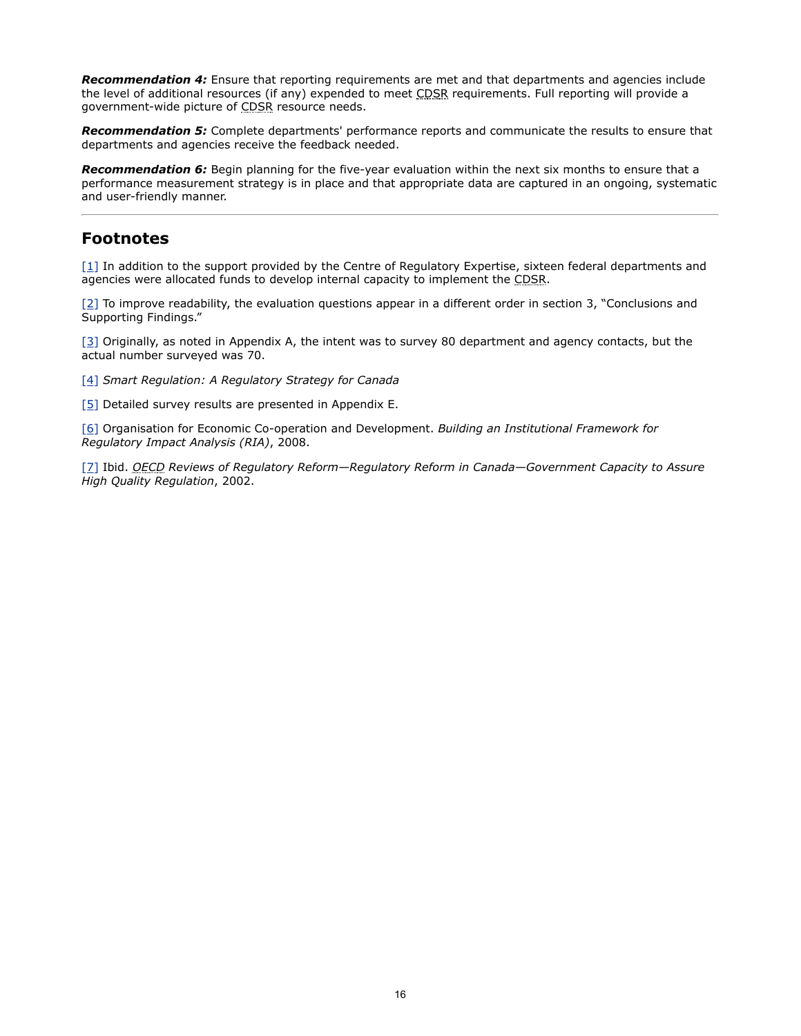***Recommendation 4:*** Ensure that reporting requirements are met and that departments and agencies include the level of additional resources (if any) expended to meet CDSR requirements. Full reporting will provide a government-wide picture of CDSR resource needs.

***Recommendation 5:*** Complete departments' performance reports and communicate the results to ensure that departments and agencies receive the feedback needed.

***Recommendation 6:*** Begin planning for the five-year evaluation within the next six months to ensure that a performance measurement strategy is in place and that appropriate data are captured in an ongoing, systematic and user-friendly manner.

---

## Footnotes

[1] In addition to the support provided by the Centre of Regulatory Expertise, sixteen federal departments and agencies were allocated funds to develop internal capacity to implement the CDSR.

[2] To improve readability, the evaluation questions appear in a different order in section 3, "Conclusions and Supporting Findings."

[3] Originally, as noted in Appendix A, the intent was to survey 80 department and agency contacts, but the actual number surveyed was 70.

[4] *Smart Regulation: A Regulatory Strategy for Canada*

[5] Detailed survey results are presented in Appendix E.

[6] Organisation for Economic Co-operation and Development. *Building an Institutional Framework for Regulatory Impact Analysis (RIA)*, 2008.

[7] Ibid. *OECD Reviews of Regulatory Reform—Regulatory Reform in Canada—Government Capacity to Assure High Quality Regulation*, 2002.